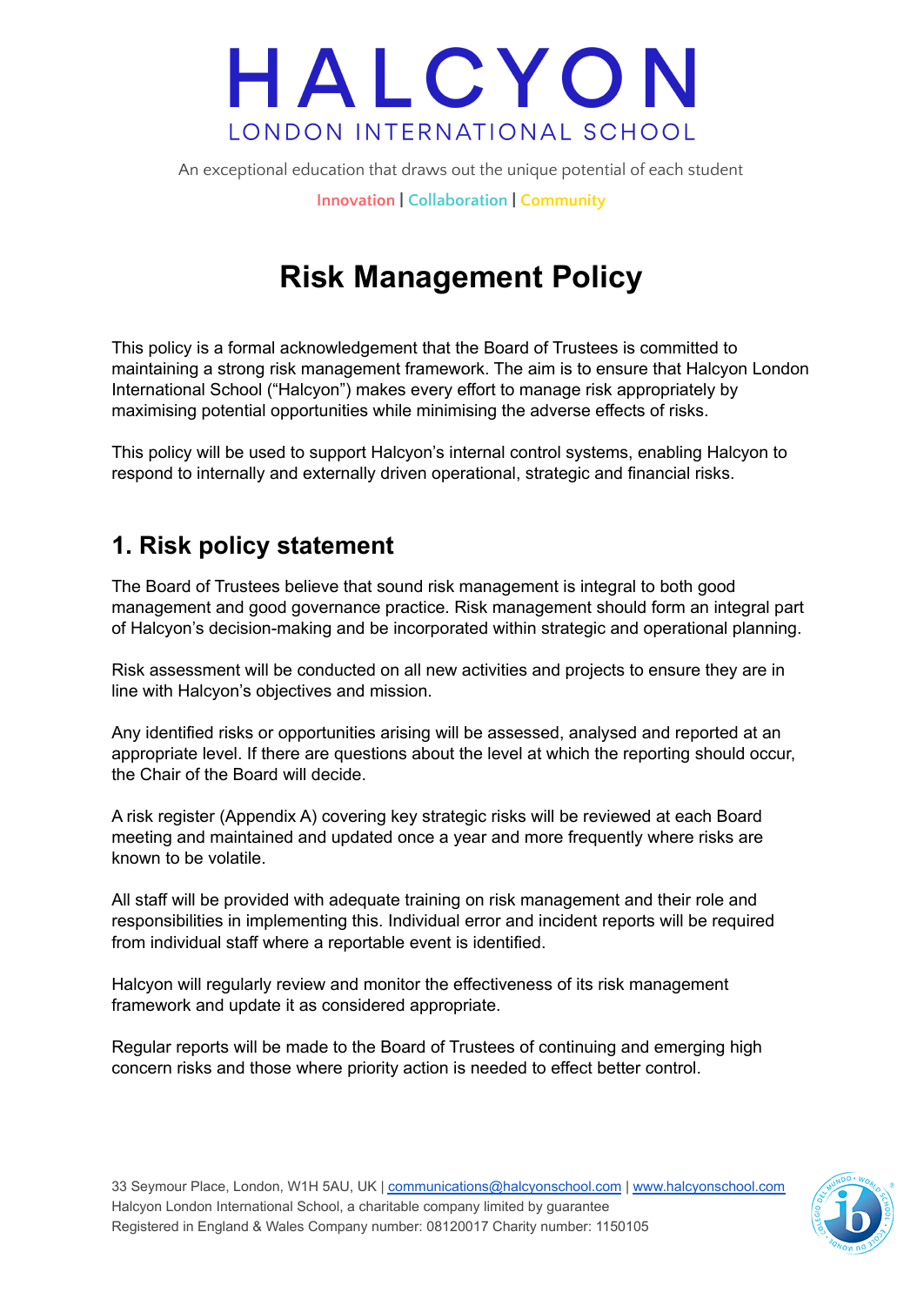# HALCYON

LONDON INTERNATIONAL SCHOOL

An exceptional education that draws out the unique potential of each student

Innovation | Collaboration | Community

# Risk Management Policy

This policy is a formal acknowledgement that the Board of Trustees is committed to maintaining a strong risk management framework. The aim is to ensure that Halcyon London International School ("Halcyon") makes every effort to manage risk appropriately by maximising potential opportunities while minimising the adverse effects of risks.

This policy will be used to support Halcyon's internal control systems, enabling Halcyon to respond to internally and externally driven operational, strategic and financial risks.

## 1. Risk policy statement

The Board of Trustees believe that sound risk management is integral to both good management and good governance practice. Risk management should form an integral part of Halcyon's decision-making and be incorporated within strategic and operational planning.

Risk assessment will be conducted on all new activities and projects to ensure they are in line with Halcyon's objectives and mission.

Any identified risks or opportunities arising will be assessed, analysed and reported at an appropriate level. If there are questions about the level at which the reporting should occur, the Chair of the Board will decide.

A risk register (Appendix A) covering key strategic risks will be reviewed at each Board meeting and maintained and updated once a year and more frequently where risks are known to be volatile.

All staff will be provided with adequate training on risk management and their role and responsibilities in implementing this. Individual error and incident reports will be required from individual staff where a reportable event is identified.

Halcyon will regularly review and monitor the effectiveness of its risk management framework and update it as considered appropriate.

Regular reports will be made to the Board of Trustees of continuing and emerging high concern risks and those where priority action is needed to effect better control.

33 Seymour Place, London, W1H 5AU, UK | communications@halcyonschool.com | www.halcyonschool.com
Halcyon London International School, a charitable company limited by guarantee
Registered in England & Wales Company number: 08120017 Charity number: 1150105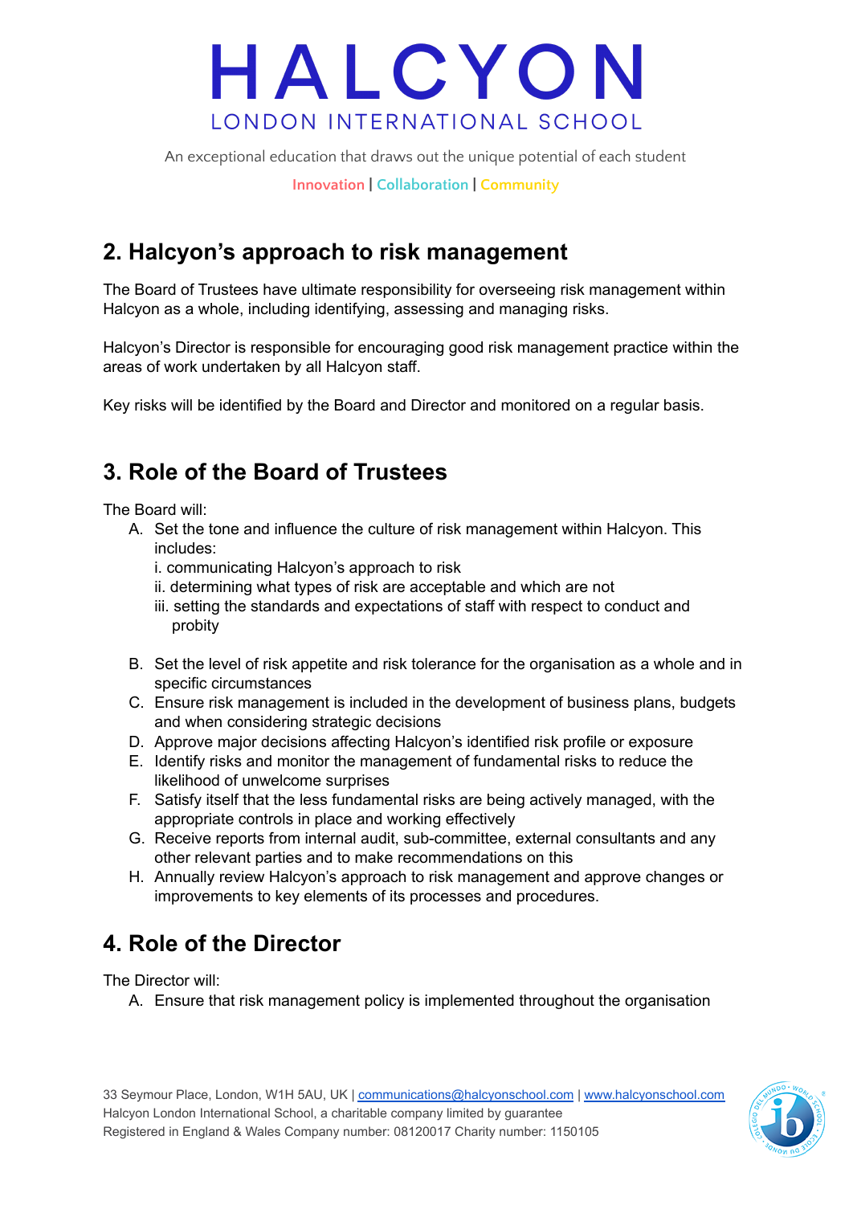## 2. Halcyon's approach to risk management

The Board of Trustees have ultimate responsibility for overseeing risk management within Halcyon as a whole, including identifying, assessing and managing risks.

Halcyon's Director is responsible for encouraging good risk management practice within the areas of work undertaken by all Halcyon staff.

Key risks will be identified by the Board and Director and monitored on a regular basis.

## 3. Role of the Board of Trustees

The Board will:

A. Set the tone and influence the culture of risk management within Halcyon. This includes:
   i. communicating Halcyon's approach to risk
   ii. determining what types of risk are acceptable and which are not
   iii. setting the standards and expectations of staff with respect to conduct and probity

B. Set the level of risk appetite and risk tolerance for the organisation as a whole and in specific circumstances
C. Ensure risk management is included in the development of business plans, budgets and when considering strategic decisions
D. Approve major decisions affecting Halcyon's identified risk profile or exposure
E. Identify risks and monitor the management of fundamental risks to reduce the likelihood of unwelcome surprises
F. Satisfy itself that the less fundamental risks are being actively managed, with the appropriate controls in place and working effectively
G. Receive reports from internal audit, sub-committee, external consultants and any other relevant parties and to make recommendations on this
H. Annually review Halcyon's approach to risk management and approve changes or improvements to key elements of its processes and procedures.

## 4. Role of the Director

The Director will:

A. Ensure that risk management policy is implemented throughout the organisation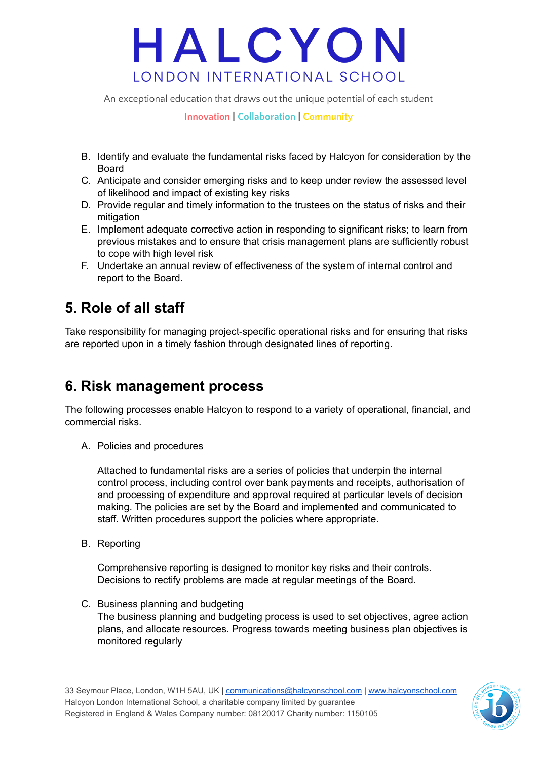B. Identify and evaluate the fundamental risks faced by Halcyon for consideration by the Board
C. Anticipate and consider emerging risks and to keep under review the assessed level of likelihood and impact of existing key risks
D. Provide regular and timely information to the trustees on the status of risks and their mitigation
E. Implement adequate corrective action in responding to significant risks; to learn from previous mistakes and to ensure that crisis management plans are sufficiently robust to cope with high level risk
F. Undertake an annual review of effectiveness of the system of internal control and report to the Board.

## 5. Role of all staff

Take responsibility for managing project-specific operational risks and for ensuring that risks are reported upon in a timely fashion through designated lines of reporting.

## 6. Risk management process

The following processes enable Halcyon to respond to a variety of operational, financial, and commercial risks.

A. Policies and procedures

   Attached to fundamental risks are a series of policies that underpin the internal control process, including control over bank payments and receipts, authorisation of and processing of expenditure and approval required at particular levels of decision making. The policies are set by the Board and implemented and communicated to staff. Written procedures support the policies where appropriate.

B. Reporting

   Comprehensive reporting is designed to monitor key risks and their controls. Decisions to rectify problems are made at regular meetings of the Board.

C. Business planning and budgeting
   The business planning and budgeting process is used to set objectives, agree action plans, and allocate resources. Progress towards meeting business plan objectives is monitored regularly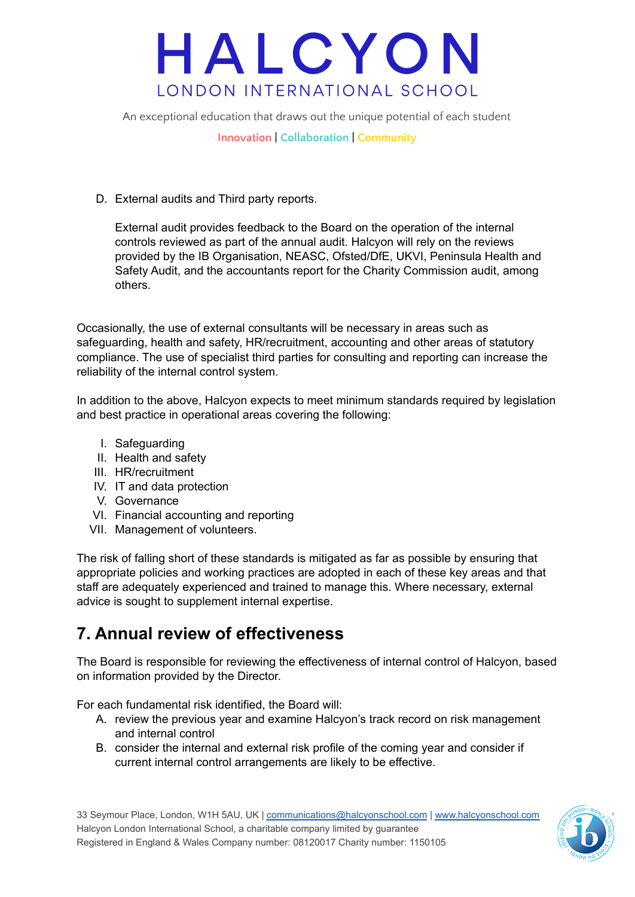D. External audits and Third party reports.

   External audit provides feedback to the Board on the operation of the internal controls reviewed as part of the annual audit. Halcyon will rely on the reviews provided by the IB Organisation, NEASC, Ofsted/DfE, UKVI, Peninsula Health and Safety Audit, and the accountants report for the Charity Commission audit, among others.

Occasionally, the use of external consultants will be necessary in areas such as safeguarding, health and safety, HR/recruitment, accounting and other areas of statutory compliance. The use of specialist third parties for consulting and reporting can increase the reliability of the internal control system.

In addition to the above, Halcyon expects to meet minimum standards required by legislation and best practice in operational areas covering the following:

I. Safeguarding
II. Health and safety
III. HR/recruitment
IV. IT and data protection
V. Governance
VI. Financial accounting and reporting
VII. Management of volunteers.

The risk of falling short of these standards is mitigated as far as possible by ensuring that appropriate policies and working practices are adopted in each of these key areas and that staff are adequately experienced and trained to manage this. Where necessary, external advice is sought to supplement internal expertise.

## 7. Annual review of effectiveness

The Board is responsible for reviewing the effectiveness of internal control of Halcyon, based on information provided by the Director.

For each fundamental risk identified, the Board will:

A. review the previous year and examine Halcyon's track record on risk management and internal control
B. consider the internal and external risk profile of the coming year and consider if current internal control arrangements are likely to be effective.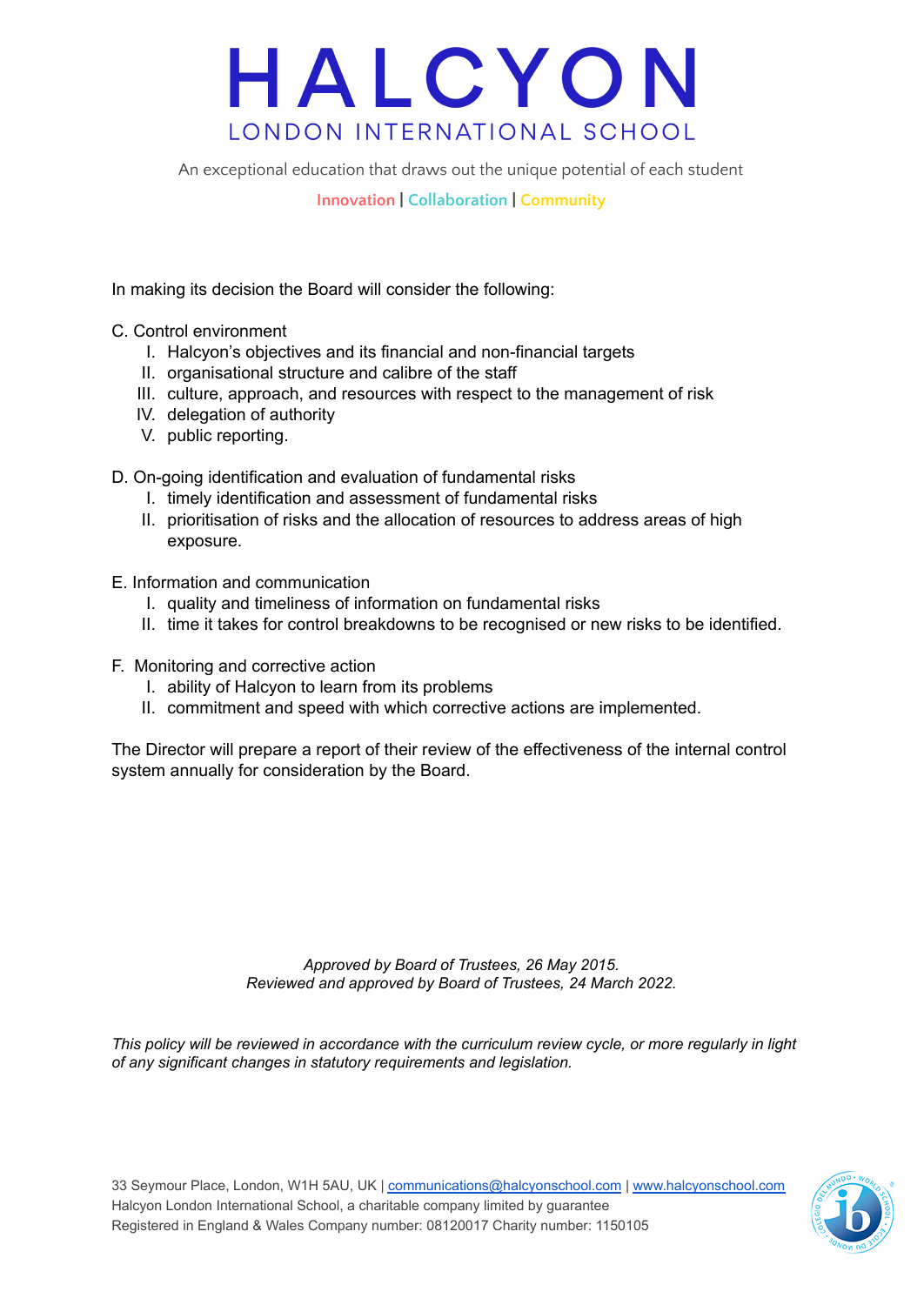In making its decision the Board will consider the following:

C. Control environment
   I. Halcyon's objectives and its financial and non-financial targets
   II. organisational structure and calibre of the staff
   III. culture, approach, and resources with respect to the management of risk
   IV. delegation of authority
   V. public reporting.

D. On-going identification and evaluation of fundamental risks
   I. timely identification and assessment of fundamental risks
   II. prioritisation of risks and the allocation of resources to address areas of high exposure.

E. Information and communication
   I. quality and timeliness of information on fundamental risks
   II. time it takes for control breakdowns to be recognised or new risks to be identified.

F. Monitoring and corrective action
   I. ability of Halcyon to learn from its problems
   II. commitment and speed with which corrective actions are implemented.

The Director will prepare a report of their review of the effectiveness of the internal control system annually for consideration by the Board.

*Approved by Board of Trustees, 26 May 2015.*
*Reviewed and approved by Board of Trustees, 24 March 2022.*

*This policy will be reviewed in accordance with the curriculum review cycle, or more regularly in light of any significant changes in statutory requirements and legislation.*